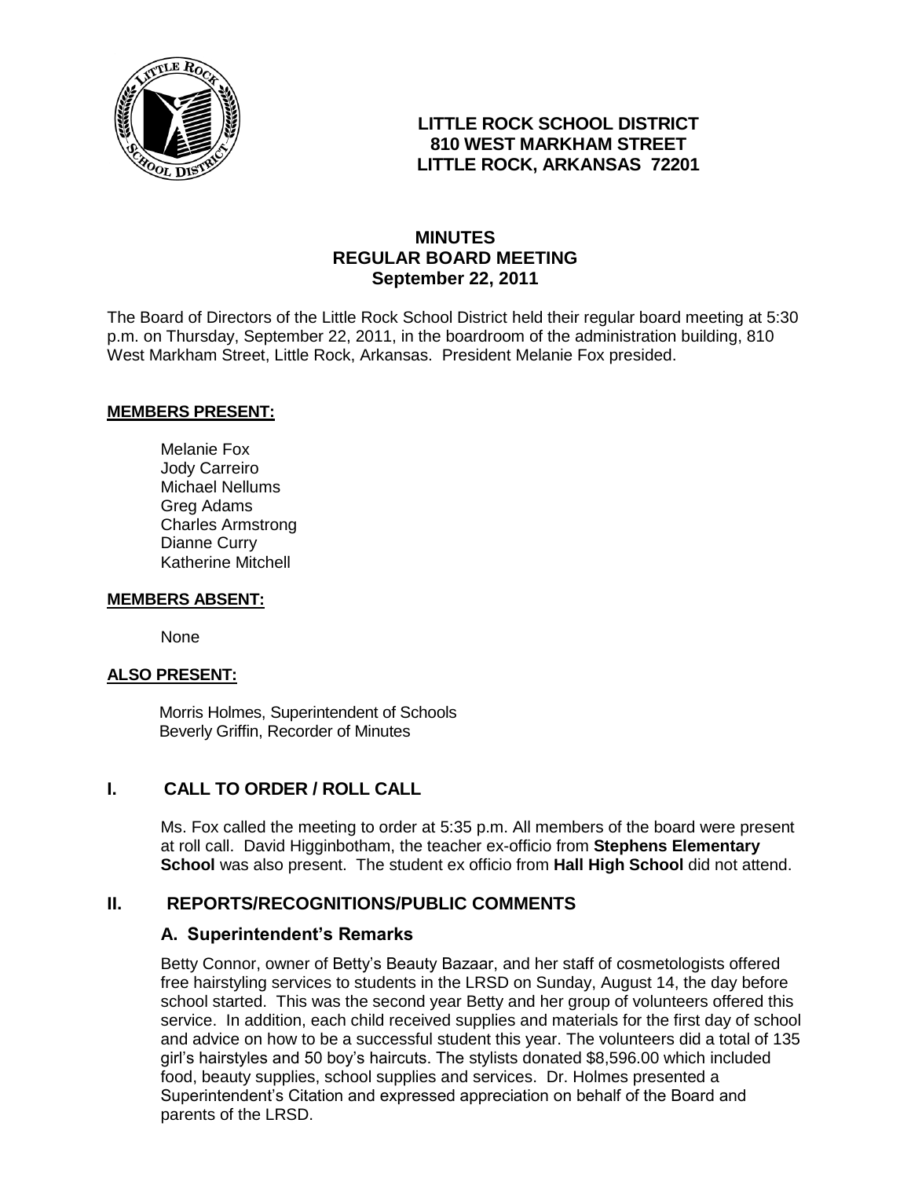# LITTLE ROCK SCHOOL DISTRICT
# 810 WEST MARKHAM STREET
# LITTLE ROCK, ARKANSAS 72201

## MINUTES
## REGULAR BOARD MEETING
## September 22, 2011

The Board of Directors of the Little Rock School District held their regular board meeting at 5:30 p.m. on Thursday, September 22, 2011, in the boardroom of the administration building, 810 West Markham Street, Little Rock, Arkansas. President Melanie Fox presided.

**MEMBERS PRESENT:**

Melanie Fox
Jody Carreiro
Michael Nellums
Greg Adams
Charles Armstrong
Dianne Curry
Katherine Mitchell

**MEMBERS ABSENT:**

None

**ALSO PRESENT:**

Morris Holmes, Superintendent of Schools
Beverly Griffin, Recorder of Minutes

## I. CALL TO ORDER / ROLL CALL

Ms. Fox called the meeting to order at 5:35 p.m. All members of the board were present at roll call. David Higginbotham, the teacher ex-officio from **Stephens Elementary School** was also present. The student ex officio from **Hall High School** did not attend.

## II. REPORTS/RECOGNITIONS/PUBLIC COMMENTS

### A. Superintendent's Remarks

Betty Connor, owner of Betty's Beauty Bazaar, and her staff of cosmetologists offered free hairstyling services to students in the LRSD on Sunday, August 14, the day before school started. This was the second year Betty and her group of volunteers offered this service. In addition, each child received supplies and materials for the first day of school and advice on how to be a successful student this year. The volunteers did a total of 135 girl's hairstyles and 50 boy's haircuts. The stylists donated $8,596.00 which included food, beauty supplies, school supplies and services. Dr. Holmes presented a Superintendent's Citation and expressed appreciation on behalf of the Board and parents of the LRSD.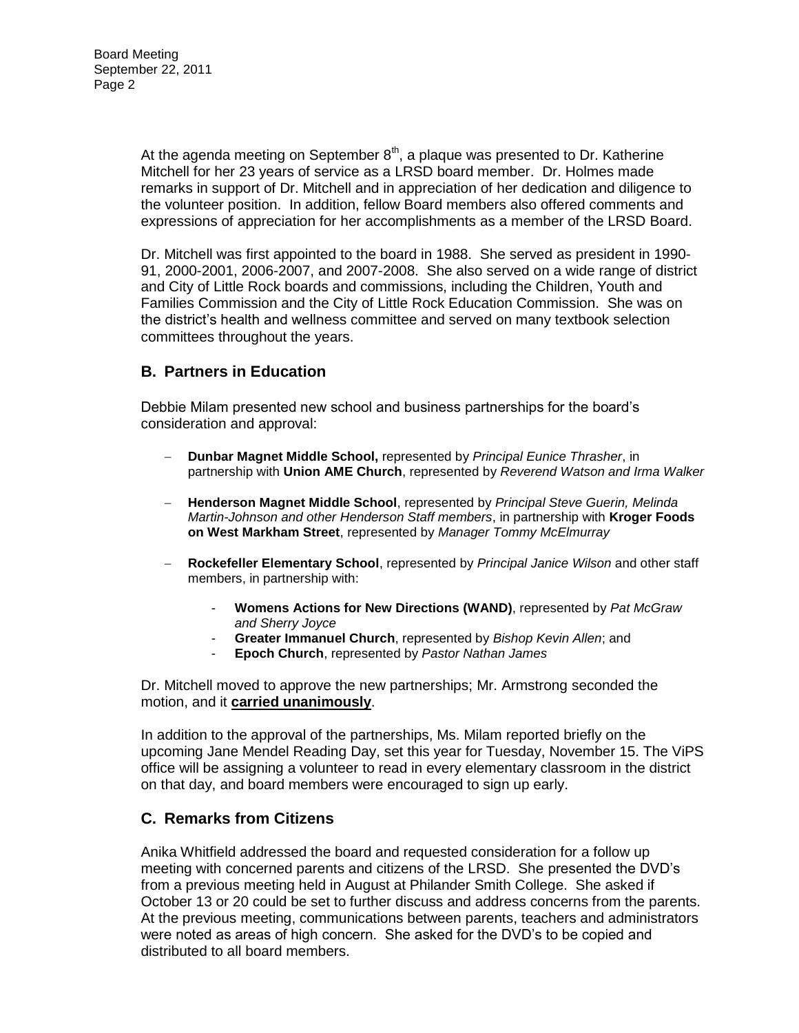At the agenda meeting on September 8th, a plaque was presented to Dr. Katherine Mitchell for her 23 years of service as a LRSD board member. Dr. Holmes made remarks in support of Dr. Mitchell and in appreciation of her dedication and diligence to the volunteer position. In addition, fellow Board members also offered comments and expressions of appreciation for her accomplishments as a member of the LRSD Board.

Dr. Mitchell was first appointed to the board in 1988. She served as president in 1990-91, 2000-2001, 2006-2007, and 2007-2008. She also served on a wide range of district and City of Little Rock boards and commissions, including the Children, Youth and Families Commission and the City of Little Rock Education Commission. She was on the district's health and wellness committee and served on many textbook selection committees throughout the years.

## B. Partners in Education

Debbie Milam presented new school and business partnerships for the board's consideration and approval:

- **Dunbar Magnet Middle School,** represented by *Principal Eunice Thrasher*, in partnership with **Union AME Church**, represented by *Reverend Watson and Irma Walker*
- **Henderson Magnet Middle School**, represented by *Principal Steve Guerin, Melinda Martin-Johnson and other Henderson Staff members*, in partnership with **Kroger Foods on West Markham Street**, represented by *Manager Tommy McElmurray*
- **Rockefeller Elementary School**, represented by *Principal Janice Wilson* and other staff members, in partnership with:
  - **Womens Actions for New Directions (WAND)**, represented by *Pat McGraw and Sherry Joyce*
  - **Greater Immanuel Church**, represented by *Bishop Kevin Allen*; and
  - **Epoch Church**, represented by *Pastor Nathan James*

Dr. Mitchell moved to approve the new partnerships; Mr. Armstrong seconded the motion, and it **carried unanimously**.

In addition to the approval of the partnerships, Ms. Milam reported briefly on the upcoming Jane Mendel Reading Day, set this year for Tuesday, November 15. The ViPS office will be assigning a volunteer to read in every elementary classroom in the district on that day, and board members were encouraged to sign up early.

## C. Remarks from Citizens

Anika Whitfield addressed the board and requested consideration for a follow up meeting with concerned parents and citizens of the LRSD. She presented the DVD's from a previous meeting held in August at Philander Smith College. She asked if October 13 or 20 could be set to further discuss and address concerns from the parents. At the previous meeting, communications between parents, teachers and administrators were noted as areas of high concern. She asked for the DVD's to be copied and distributed to all board members.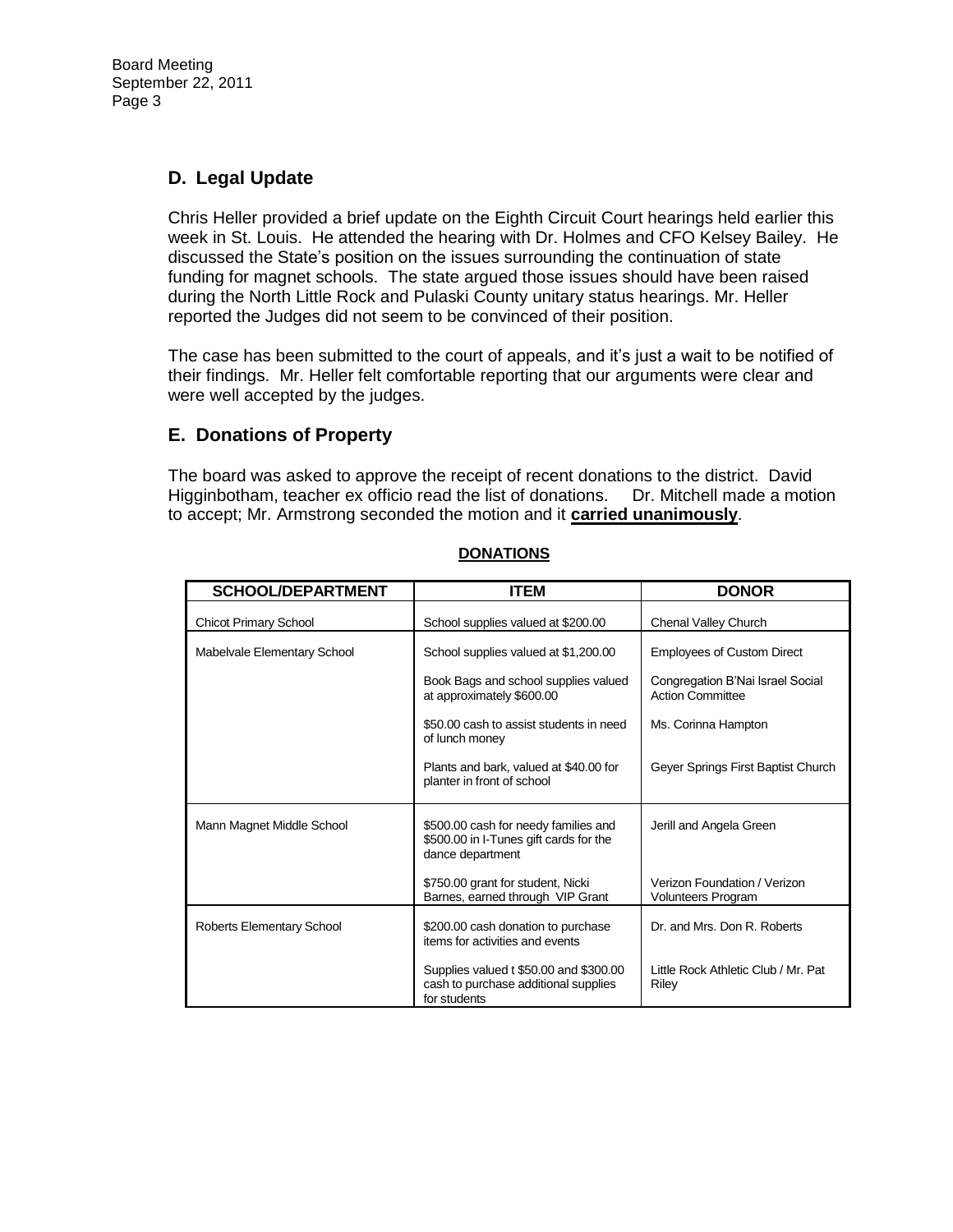## D. Legal Update

Chris Heller provided a brief update on the Eighth Circuit Court hearings held earlier this week in St. Louis. He attended the hearing with Dr. Holmes and CFO Kelsey Bailey. He discussed the State's position on the issues surrounding the continuation of state funding for magnet schools. The state argued those issues should have been raised during the North Little Rock and Pulaski County unitary status hearings. Mr. Heller reported the Judges did not seem to be convinced of their position.

The case has been submitted to the court of appeals, and it's just a wait to be notified of their findings. Mr. Heller felt comfortable reporting that our arguments were clear and were well accepted by the judges.

## E. Donations of Property

The board was asked to approve the receipt of recent donations to the district. David Higginbotham, teacher ex officio read the list of donations. Dr. Mitchell made a motion to accept; Mr. Armstrong seconded the motion and it **carried unanimously**.

**DONATIONS**

| SCHOOL/DEPARTMENT | ITEM | DONOR |
|---|---|---|
| Chicot Primary School | School supplies valued at $200.00 | Chenal Valley Church |
| Mabelvale Elementary School | School supplies valued at $1,200.00 | Employees of Custom Direct |
| | Book Bags and school supplies valued at approximately $600.00 | Congregation B'Nai Israel Social Action Committee |
| | $50.00 cash to assist students in need of lunch money | Ms. Corinna Hampton |
| | Plants and bark, valued at $40.00 for planter in front of school | Geyer Springs First Baptist Church |
| Mann Magnet Middle School | $500.00 cash for needy families and $500.00 in I-Tunes gift cards for the dance department | Jerill and Angela Green |
| | $750.00 grant for student, Nicki Barnes, earned through VIP Grant | Verizon Foundation / Verizon Volunteers Program |
| Roberts Elementary School | $200.00 cash donation to purchase items for activities and events | Dr. and Mrs. Don R. Roberts |
| | Supplies valued t $50.00 and $300.00 cash to purchase additional supplies for students | Little Rock Athletic Club / Mr. Pat Riley |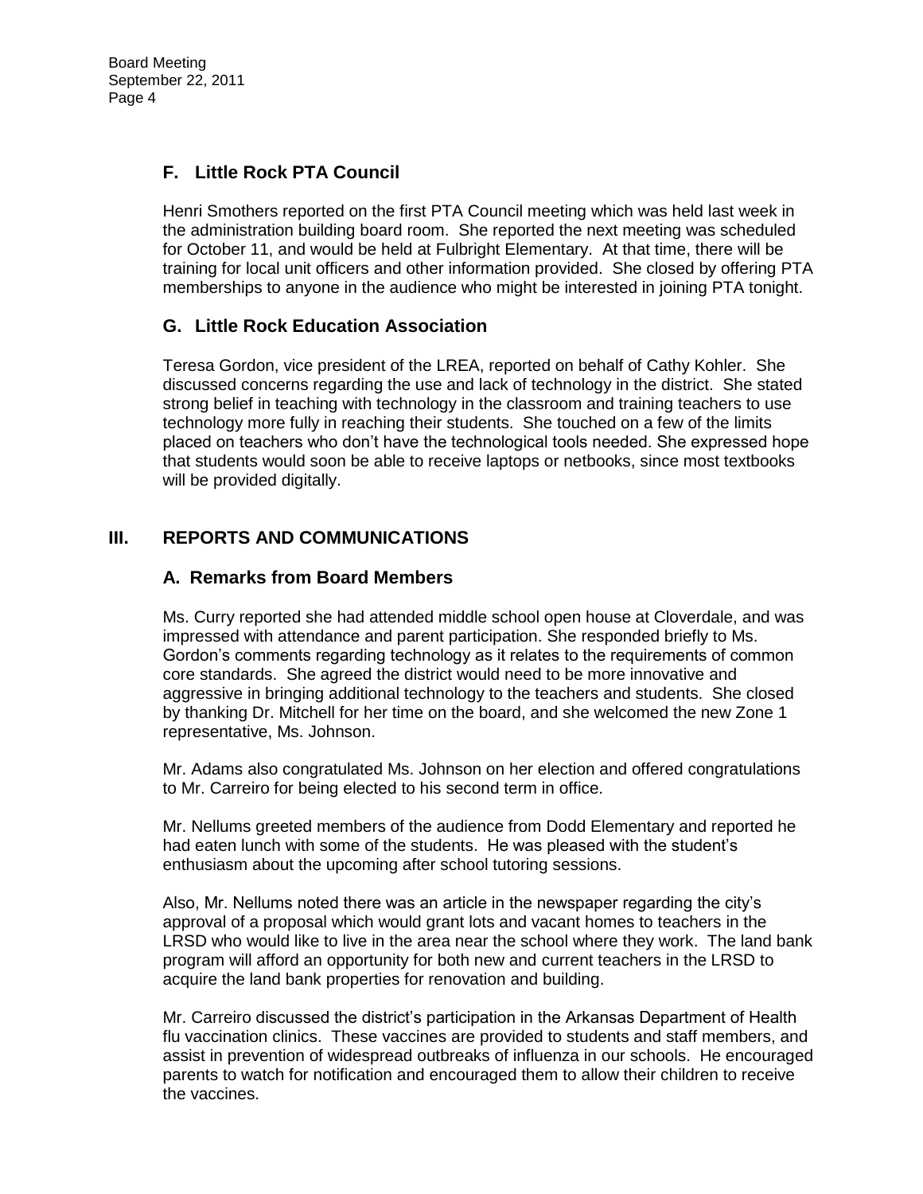### F. Little Rock PTA Council

Henri Smothers reported on the first PTA Council meeting which was held last week in the administration building board room. She reported the next meeting was scheduled for October 11, and would be held at Fulbright Elementary. At that time, there will be training for local unit officers and other information provided. She closed by offering PTA memberships to anyone in the audience who might be interested in joining PTA tonight.

### G. Little Rock Education Association

Teresa Gordon, vice president of the LREA, reported on behalf of Cathy Kohler. She discussed concerns regarding the use and lack of technology in the district. She stated strong belief in teaching with technology in the classroom and training teachers to use technology more fully in reaching their students. She touched on a few of the limits placed on teachers who don't have the technological tools needed. She expressed hope that students would soon be able to receive laptops or netbooks, since most textbooks will be provided digitally.

## III. REPORTS AND COMMUNICATIONS

### A. Remarks from Board Members

Ms. Curry reported she had attended middle school open house at Cloverdale, and was impressed with attendance and parent participation. She responded briefly to Ms. Gordon's comments regarding technology as it relates to the requirements of common core standards. She agreed the district would need to be more innovative and aggressive in bringing additional technology to the teachers and students. She closed by thanking Dr. Mitchell for her time on the board, and she welcomed the new Zone 1 representative, Ms. Johnson.

Mr. Adams also congratulated Ms. Johnson on her election and offered congratulations to Mr. Carreiro for being elected to his second term in office.

Mr. Nellums greeted members of the audience from Dodd Elementary and reported he had eaten lunch with some of the students. He was pleased with the student's enthusiasm about the upcoming after school tutoring sessions.

Also, Mr. Nellums noted there was an article in the newspaper regarding the city's approval of a proposal which would grant lots and vacant homes to teachers in the LRSD who would like to live in the area near the school where they work. The land bank program will afford an opportunity for both new and current teachers in the LRSD to acquire the land bank properties for renovation and building.

Mr. Carreiro discussed the district's participation in the Arkansas Department of Health flu vaccination clinics. These vaccines are provided to students and staff members, and assist in prevention of widespread outbreaks of influenza in our schools. He encouraged parents to watch for notification and encouraged them to allow their children to receive the vaccines.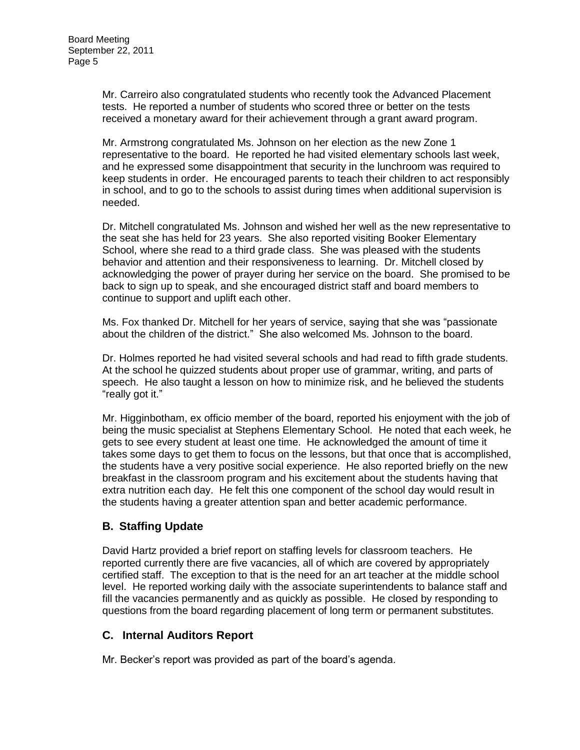Mr. Carreiro also congratulated students who recently took the Advanced Placement tests. He reported a number of students who scored three or better on the tests received a monetary award for their achievement through a grant award program.

Mr. Armstrong congratulated Ms. Johnson on her election as the new Zone 1 representative to the board. He reported he had visited elementary schools last week, and he expressed some disappointment that security in the lunchroom was required to keep students in order. He encouraged parents to teach their children to act responsibly in school, and to go to the schools to assist during times when additional supervision is needed.

Dr. Mitchell congratulated Ms. Johnson and wished her well as the new representative to the seat she has held for 23 years. She also reported visiting Booker Elementary School, where she read to a third grade class. She was pleased with the students behavior and attention and their responsiveness to learning. Dr. Mitchell closed by acknowledging the power of prayer during her service on the board. She promised to be back to sign up to speak, and she encouraged district staff and board members to continue to support and uplift each other.

Ms. Fox thanked Dr. Mitchell for her years of service, saying that she was "passionate about the children of the district." She also welcomed Ms. Johnson to the board.

Dr. Holmes reported he had visited several schools and had read to fifth grade students. At the school he quizzed students about proper use of grammar, writing, and parts of speech. He also taught a lesson on how to minimize risk, and he believed the students "really got it."

Mr. Higginbotham, ex officio member of the board, reported his enjoyment with the job of being the music specialist at Stephens Elementary School. He noted that each week, he gets to see every student at least one time. He acknowledged the amount of time it takes some days to get them to focus on the lessons, but that once that is accomplished, the students have a very positive social experience. He also reported briefly on the new breakfast in the classroom program and his excitement about the students having that extra nutrition each day. He felt this one component of the school day would result in the students having a greater attention span and better academic performance.

## B. Staffing Update

David Hartz provided a brief report on staffing levels for classroom teachers. He reported currently there are five vacancies, all of which are covered by appropriately certified staff. The exception to that is the need for an art teacher at the middle school level. He reported working daily with the associate superintendents to balance staff and fill the vacancies permanently and as quickly as possible. He closed by responding to questions from the board regarding placement of long term or permanent substitutes.

## C. Internal Auditors Report

Mr. Becker's report was provided as part of the board's agenda.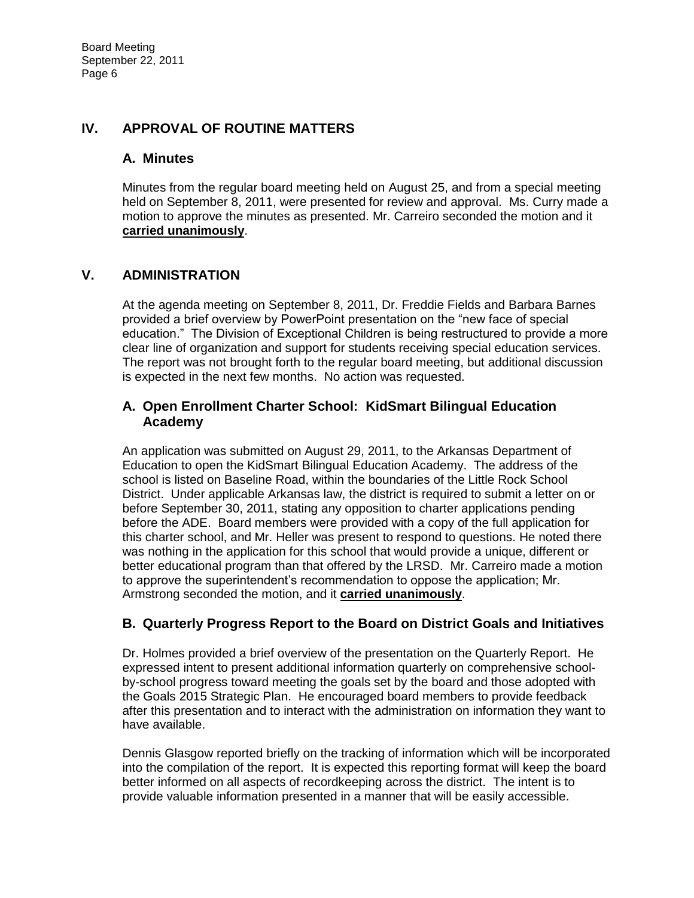## IV. APPROVAL OF ROUTINE MATTERS

### A. Minutes

Minutes from the regular board meeting held on August 25, and from a special meeting held on September 8, 2011, were presented for review and approval. Ms. Curry made a motion to approve the minutes as presented. Mr. Carreiro seconded the motion and it **carried unanimously**.

## V. ADMINISTRATION

At the agenda meeting on September 8, 2011, Dr. Freddie Fields and Barbara Barnes provided a brief overview by PowerPoint presentation on the "new face of special education." The Division of Exceptional Children is being restructured to provide a more clear line of organization and support for students receiving special education services. The report was not brought forth to the regular board meeting, but additional discussion is expected in the next few months. No action was requested.

### A. Open Enrollment Charter School: KidSmart Bilingual Education Academy

An application was submitted on August 29, 2011, to the Arkansas Department of Education to open the KidSmart Bilingual Education Academy. The address of the school is listed on Baseline Road, within the boundaries of the Little Rock School District. Under applicable Arkansas law, the district is required to submit a letter on or before September 30, 2011, stating any opposition to charter applications pending before the ADE. Board members were provided with a copy of the full application for this charter school, and Mr. Heller was present to respond to questions. He noted there was nothing in the application for this school that would provide a unique, different or better educational program than that offered by the LRSD. Mr. Carreiro made a motion to approve the superintendent's recommendation to oppose the application; Mr. Armstrong seconded the motion, and it **carried unanimously**.

### B. Quarterly Progress Report to the Board on District Goals and Initiatives

Dr. Holmes provided a brief overview of the presentation on the Quarterly Report. He expressed intent to present additional information quarterly on comprehensive school-by-school progress toward meeting the goals set by the board and those adopted with the Goals 2015 Strategic Plan. He encouraged board members to provide feedback after this presentation and to interact with the administration on information they want to have available.

Dennis Glasgow reported briefly on the tracking of information which will be incorporated into the compilation of the report. It is expected this reporting format will keep the board better informed on all aspects of recordkeeping across the district. The intent is to provide valuable information presented in a manner that will be easily accessible.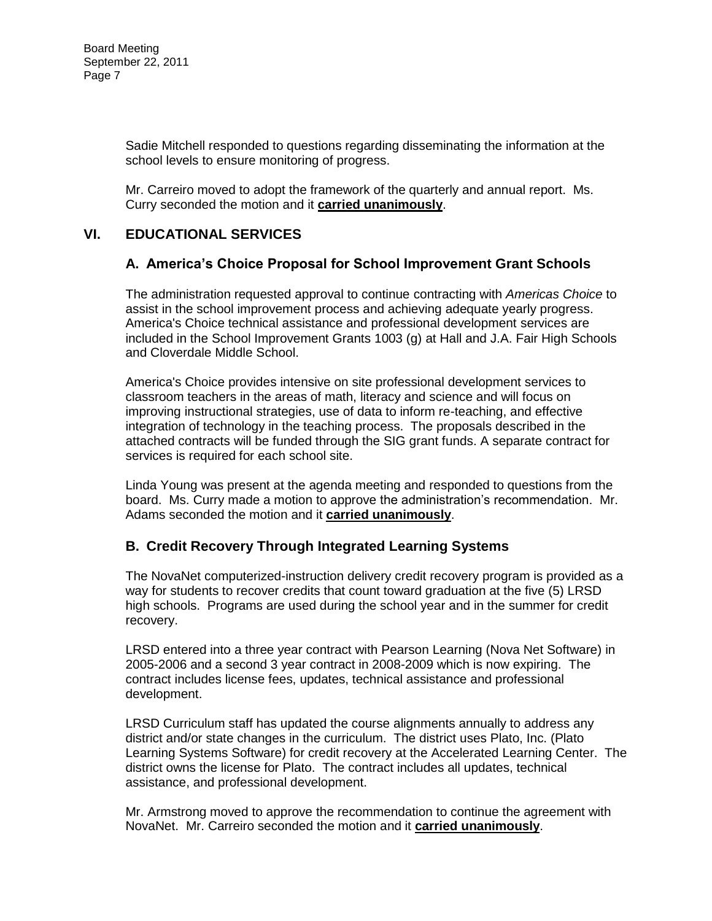Sadie Mitchell responded to questions regarding disseminating the information at the school levels to ensure monitoring of progress.

Mr. Carreiro moved to adopt the framework of the quarterly and annual report. Ms. Curry seconded the motion and it **carried unanimously**.

## VI. EDUCATIONAL SERVICES

### A. America's Choice Proposal for School Improvement Grant Schools

The administration requested approval to continue contracting with *Americas Choice* to assist in the school improvement process and achieving adequate yearly progress. America's Choice technical assistance and professional development services are included in the School Improvement Grants 1003 (g) at Hall and J.A. Fair High Schools and Cloverdale Middle School.

America's Choice provides intensive on site professional development services to classroom teachers in the areas of math, literacy and science and will focus on improving instructional strategies, use of data to inform re-teaching, and effective integration of technology in the teaching process. The proposals described in the attached contracts will be funded through the SIG grant funds. A separate contract for services is required for each school site.

Linda Young was present at the agenda meeting and responded to questions from the board. Ms. Curry made a motion to approve the administration's recommendation. Mr. Adams seconded the motion and it **carried unanimously**.

### B. Credit Recovery Through Integrated Learning Systems

The NovaNet computerized-instruction delivery credit recovery program is provided as a way for students to recover credits that count toward graduation at the five (5) LRSD high schools. Programs are used during the school year and in the summer for credit recovery.

LRSD entered into a three year contract with Pearson Learning (Nova Net Software) in 2005-2006 and a second 3 year contract in 2008-2009 which is now expiring. The contract includes license fees, updates, technical assistance and professional development.

LRSD Curriculum staff has updated the course alignments annually to address any district and/or state changes in the curriculum. The district uses Plato, Inc. (Plato Learning Systems Software) for credit recovery at the Accelerated Learning Center. The district owns the license for Plato. The contract includes all updates, technical assistance, and professional development.

Mr. Armstrong moved to approve the recommendation to continue the agreement with NovaNet. Mr. Carreiro seconded the motion and it **carried unanimously**.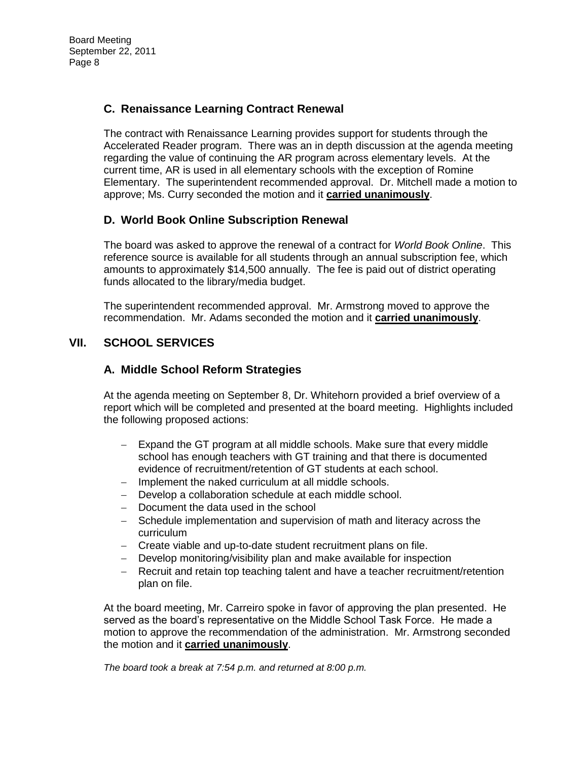### C. Renaissance Learning Contract Renewal

The contract with Renaissance Learning provides support for students through the Accelerated Reader program. There was an in depth discussion at the agenda meeting regarding the value of continuing the AR program across elementary levels. At the current time, AR is used in all elementary schools with the exception of Romine Elementary. The superintendent recommended approval. Dr. Mitchell made a motion to approve; Ms. Curry seconded the motion and it **carried unanimously**.

### D. World Book Online Subscription Renewal

The board was asked to approve the renewal of a contract for *World Book Online*. This reference source is available for all students through an annual subscription fee, which amounts to approximately $14,500 annually. The fee is paid out of district operating funds allocated to the library/media budget.

The superintendent recommended approval. Mr. Armstrong moved to approve the recommendation. Mr. Adams seconded the motion and it **carried unanimously**.

## VII. SCHOOL SERVICES

### A. Middle School Reform Strategies

At the agenda meeting on September 8, Dr. Whitehorn provided a brief overview of a report which will be completed and presented at the board meeting. Highlights included the following proposed actions:

- Expand the GT program at all middle schools. Make sure that every middle school has enough teachers with GT training and that there is documented evidence of recruitment/retention of GT students at each school.
- Implement the naked curriculum at all middle schools.
- Develop a collaboration schedule at each middle school.
- Document the data used in the school
- Schedule implementation and supervision of math and literacy across the curriculum
- Create viable and up-to-date student recruitment plans on file.
- Develop monitoring/visibility plan and make available for inspection
- Recruit and retain top teaching talent and have a teacher recruitment/retention plan on file.

At the board meeting, Mr. Carreiro spoke in favor of approving the plan presented. He served as the board's representative on the Middle School Task Force. He made a motion to approve the recommendation of the administration. Mr. Armstrong seconded the motion and it **carried unanimously**.

*The board took a break at 7:54 p.m. and returned at 8:00 p.m.*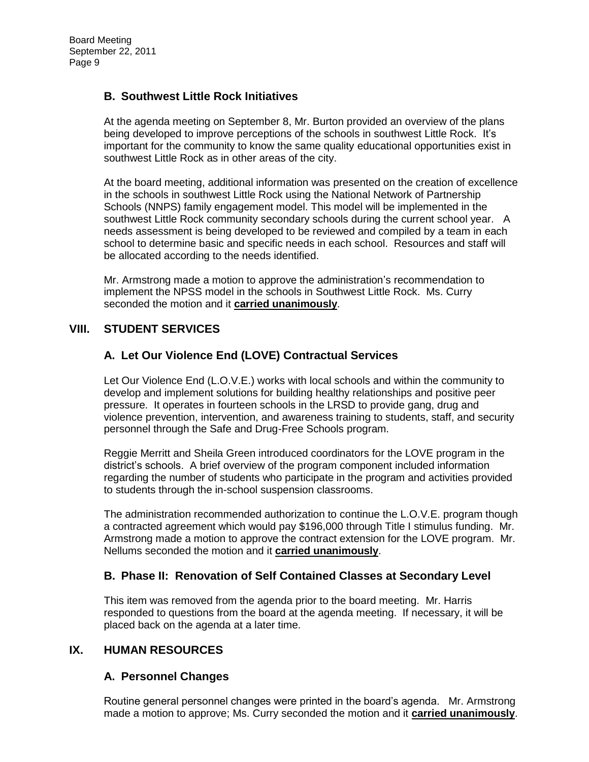### B. Southwest Little Rock Initiatives

At the agenda meeting on September 8, Mr. Burton provided an overview of the plans being developed to improve perceptions of the schools in southwest Little Rock. It's important for the community to know the same quality educational opportunities exist in southwest Little Rock as in other areas of the city.

At the board meeting, additional information was presented on the creation of excellence in the schools in southwest Little Rock using the National Network of Partnership Schools (NNPS) family engagement model. This model will be implemented in the southwest Little Rock community secondary schools during the current school year. A needs assessment is being developed to be reviewed and compiled by a team in each school to determine basic and specific needs in each school. Resources and staff will be allocated according to the needs identified.

Mr. Armstrong made a motion to approve the administration's recommendation to implement the NPSS model in the schools in Southwest Little Rock. Ms. Curry seconded the motion and it **carried unanimously**.

## VIII. STUDENT SERVICES

### A. Let Our Violence End (LOVE) Contractual Services

Let Our Violence End (L.O.V.E.) works with local schools and within the community to develop and implement solutions for building healthy relationships and positive peer pressure. It operates in fourteen schools in the LRSD to provide gang, drug and violence prevention, intervention, and awareness training to students, staff, and security personnel through the Safe and Drug-Free Schools program.

Reggie Merritt and Sheila Green introduced coordinators for the LOVE program in the district's schools. A brief overview of the program component included information regarding the number of students who participate in the program and activities provided to students through the in-school suspension classrooms.

The administration recommended authorization to continue the L.O.V.E. program though a contracted agreement which would pay $196,000 through Title I stimulus funding. Mr. Armstrong made a motion to approve the contract extension for the LOVE program. Mr. Nellums seconded the motion and it **carried unanimously**.

### B. Phase II: Renovation of Self Contained Classes at Secondary Level

This item was removed from the agenda prior to the board meeting. Mr. Harris responded to questions from the board at the agenda meeting. If necessary, it will be placed back on the agenda at a later time.

## IX. HUMAN RESOURCES

### A. Personnel Changes

Routine general personnel changes were printed in the board's agenda. Mr. Armstrong made a motion to approve; Ms. Curry seconded the motion and it **carried unanimously**.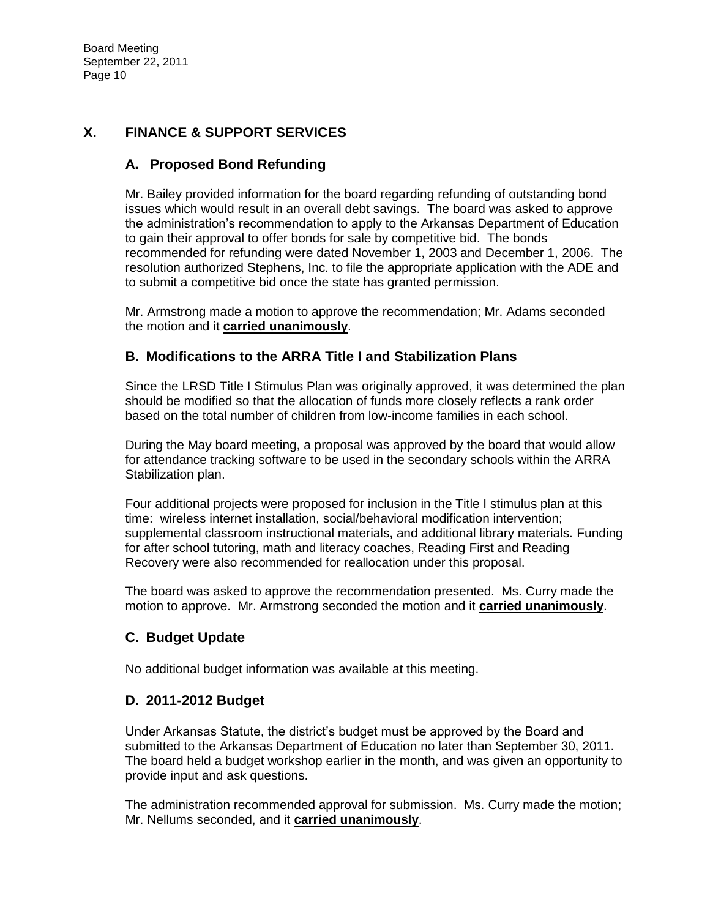## X. FINANCE & SUPPORT SERVICES

### A. Proposed Bond Refunding

Mr. Bailey provided information for the board regarding refunding of outstanding bond issues which would result in an overall debt savings. The board was asked to approve the administration's recommendation to apply to the Arkansas Department of Education to gain their approval to offer bonds for sale by competitive bid. The bonds recommended for refunding were dated November 1, 2003 and December 1, 2006. The resolution authorized Stephens, Inc. to file the appropriate application with the ADE and to submit a competitive bid once the state has granted permission.

Mr. Armstrong made a motion to approve the recommendation; Mr. Adams seconded the motion and it **carried unanimously**.

### B. Modifications to the ARRA Title I and Stabilization Plans

Since the LRSD Title I Stimulus Plan was originally approved, it was determined the plan should be modified so that the allocation of funds more closely reflects a rank order based on the total number of children from low-income families in each school.

During the May board meeting, a proposal was approved by the board that would allow for attendance tracking software to be used in the secondary schools within the ARRA Stabilization plan.

Four additional projects were proposed for inclusion in the Title I stimulus plan at this time: wireless internet installation, social/behavioral modification intervention; supplemental classroom instructional materials, and additional library materials. Funding for after school tutoring, math and literacy coaches, Reading First and Reading Recovery were also recommended for reallocation under this proposal.

The board was asked to approve the recommendation presented. Ms. Curry made the motion to approve. Mr. Armstrong seconded the motion and it **carried unanimously**.

### C. Budget Update

No additional budget information was available at this meeting.

### D. 2011-2012 Budget

Under Arkansas Statute, the district's budget must be approved by the Board and submitted to the Arkansas Department of Education no later than September 30, 2011. The board held a budget workshop earlier in the month, and was given an opportunity to provide input and ask questions.

The administration recommended approval for submission. Ms. Curry made the motion; Mr. Nellums seconded, and it **carried unanimously**.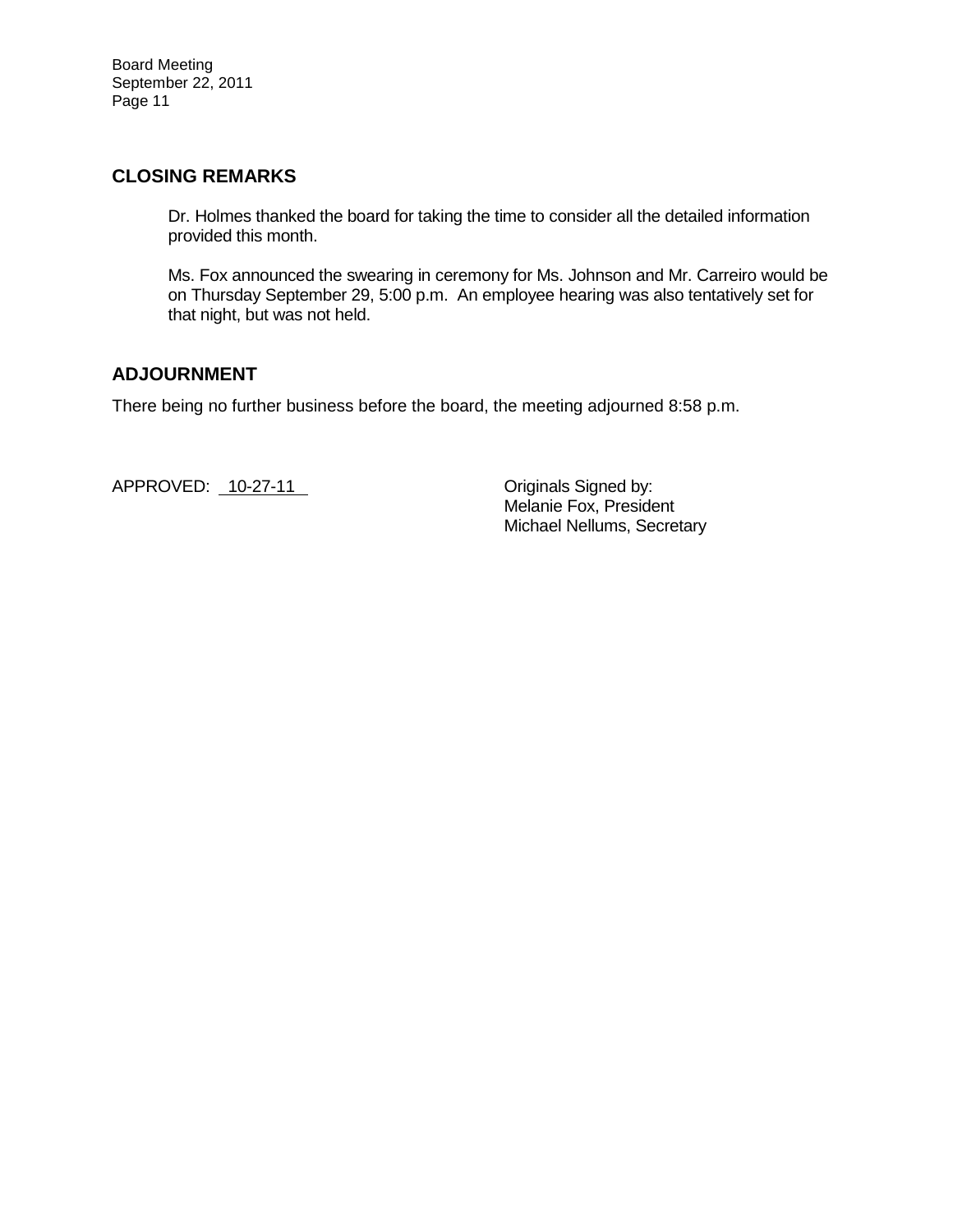## CLOSING REMARKS

Dr. Holmes thanked the board for taking the time to consider all the detailed information provided this month.

Ms. Fox announced the swearing in ceremony for Ms. Johnson and Mr. Carreiro would be on Thursday September 29, 5:00 p.m. An employee hearing was also tentatively set for that night, but was not held.

## ADJOURNMENT

There being no further business before the board, the meeting adjourned 8:58 p.m.

APPROVED: 10-27-11

Originals Signed by:
Melanie Fox, President
Michael Nellums, Secretary